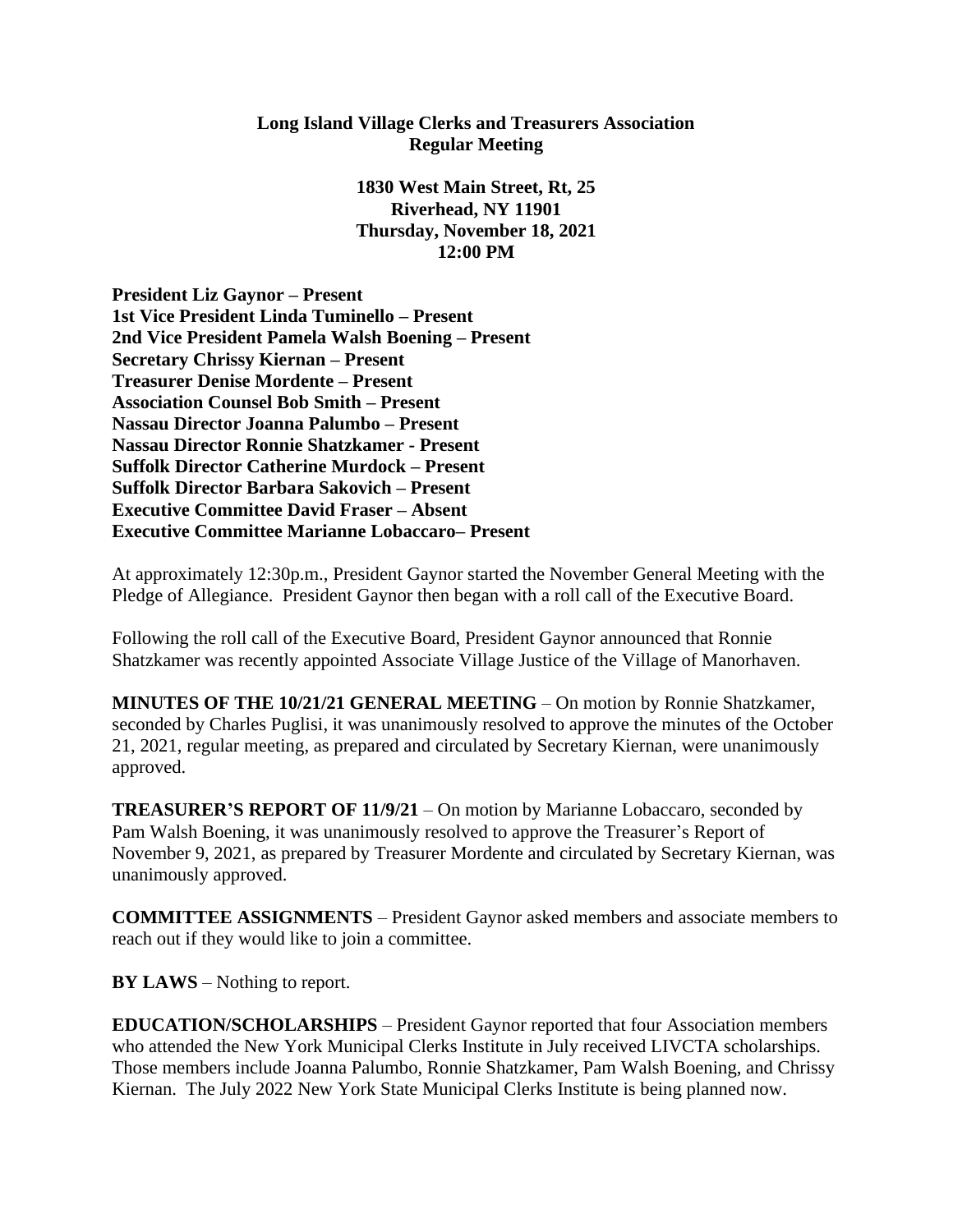**Long Island Village Clerks and Treasurers Association**
**Regular Meeting**

**1830 West Main Street, Rt, 25**
**Riverhead, NY 11901**
**Thursday, November 18, 2021**
**12:00 PM**

**President Liz Gaynor – Present**
**1st Vice President Linda Tuminello – Present**
**2nd Vice President Pamela Walsh Boening – Present**
**Secretary Chrissy Kiernan – Present**
**Treasurer Denise Mordente – Present**
**Association Counsel Bob Smith – Present**
**Nassau Director Joanna Palumbo – Present**
**Nassau Director Ronnie Shatzkamer - Present**
**Suffolk Director Catherine Murdock – Present**
**Suffolk Director Barbara Sakovich – Present**
**Executive Committee David Fraser – Absent**
**Executive Committee Marianne Lobaccaro– Present**

At approximately 12:30p.m., President Gaynor started the November General Meeting with the Pledge of Allegiance. President Gaynor then began with a roll call of the Executive Board.

Following the roll call of the Executive Board, President Gaynor announced that Ronnie Shatzkamer was recently appointed Associate Village Justice of the Village of Manorhaven.

**MINUTES OF THE 10/21/21 GENERAL MEETING** – On motion by Ronnie Shatzkamer, seconded by Charles Puglisi, it was unanimously resolved to approve the minutes of the October 21, 2021, regular meeting, as prepared and circulated by Secretary Kiernan, were unanimously approved.

**TREASURER'S REPORT OF 11/9/21** – On motion by Marianne Lobaccaro, seconded by Pam Walsh Boening, it was unanimously resolved to approve the Treasurer's Report of November 9, 2021, as prepared by Treasurer Mordente and circulated by Secretary Kiernan, was unanimously approved.

**COMMITTEE ASSIGNMENTS** – President Gaynor asked members and associate members to reach out if they would like to join a committee.

**BY LAWS** – Nothing to report.

**EDUCATION/SCHOLARSHIPS** – President Gaynor reported that four Association members who attended the New York Municipal Clerks Institute in July received LIVCTA scholarships. Those members include Joanna Palumbo, Ronnie Shatzkamer, Pam Walsh Boening, and Chrissy Kiernan. The July 2022 New York State Municipal Clerks Institute is being planned now.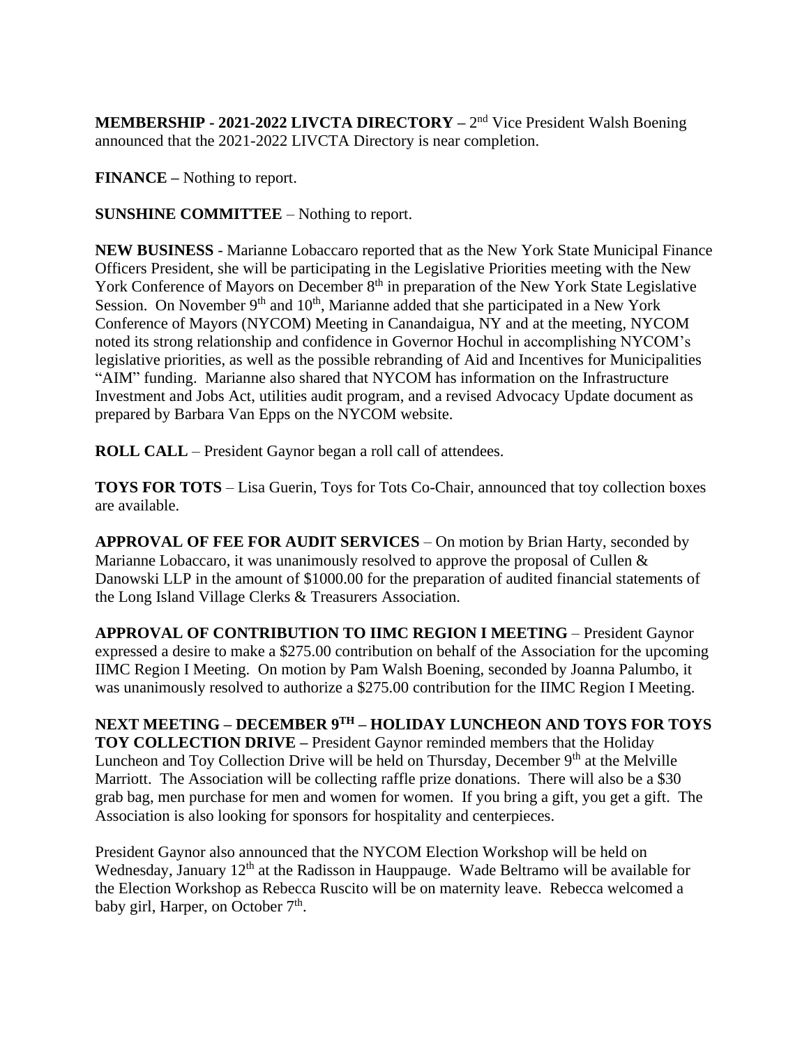**MEMBERSHIP - 2021-2022 LIVCTA DIRECTORY –** 2nd Vice President Walsh Boening announced that the 2021-2022 LIVCTA Directory is near completion.

**FINANCE –** Nothing to report.

**SUNSHINE COMMITTEE** – Nothing to report.

**NEW BUSINESS** - Marianne Lobaccaro reported that as the New York State Municipal Finance Officers President, she will be participating in the Legislative Priorities meeting with the New York Conference of Mayors on December 8th in preparation of the New York State Legislative Session. On November 9th and 10th, Marianne added that she participated in a New York Conference of Mayors (NYCOM) Meeting in Canandaigua, NY and at the meeting, NYCOM noted its strong relationship and confidence in Governor Hochul in accomplishing NYCOM's legislative priorities, as well as the possible rebranding of Aid and Incentives for Municipalities "AIM" funding. Marianne also shared that NYCOM has information on the Infrastructure Investment and Jobs Act, utilities audit program, and a revised Advocacy Update document as prepared by Barbara Van Epps on the NYCOM website.

**ROLL CALL** – President Gaynor began a roll call of attendees.

**TOYS FOR TOTS** – Lisa Guerin, Toys for Tots Co-Chair, announced that toy collection boxes are available.

**APPROVAL OF FEE FOR AUDIT SERVICES** – On motion by Brian Harty, seconded by Marianne Lobaccaro, it was unanimously resolved to approve the proposal of Cullen & Danowski LLP in the amount of $1000.00 for the preparation of audited financial statements of the Long Island Village Clerks & Treasurers Association.

**APPROVAL OF CONTRIBUTION TO IIMC REGION I MEETING** – President Gaynor expressed a desire to make a $275.00 contribution on behalf of the Association for the upcoming IIMC Region I Meeting. On motion by Pam Walsh Boening, seconded by Joanna Palumbo, it was unanimously resolved to authorize a $275.00 contribution for the IIMC Region I Meeting.

**NEXT MEETING – DECEMBER 9TH – HOLIDAY LUNCHEON AND TOYS FOR TOYS TOY COLLECTION DRIVE –** President Gaynor reminded members that the Holiday Luncheon and Toy Collection Drive will be held on Thursday, December 9th at the Melville Marriott. The Association will be collecting raffle prize donations. There will also be a $30 grab bag, men purchase for men and women for women. If you bring a gift, you get a gift. The Association is also looking for sponsors for hospitality and centerpieces.

President Gaynor also announced that the NYCOM Election Workshop will be held on Wednesday, January 12th at the Radisson in Hauppauge. Wade Beltramo will be available for the Election Workshop as Rebecca Ruscito will be on maternity leave. Rebecca welcomed a baby girl, Harper, on October 7th.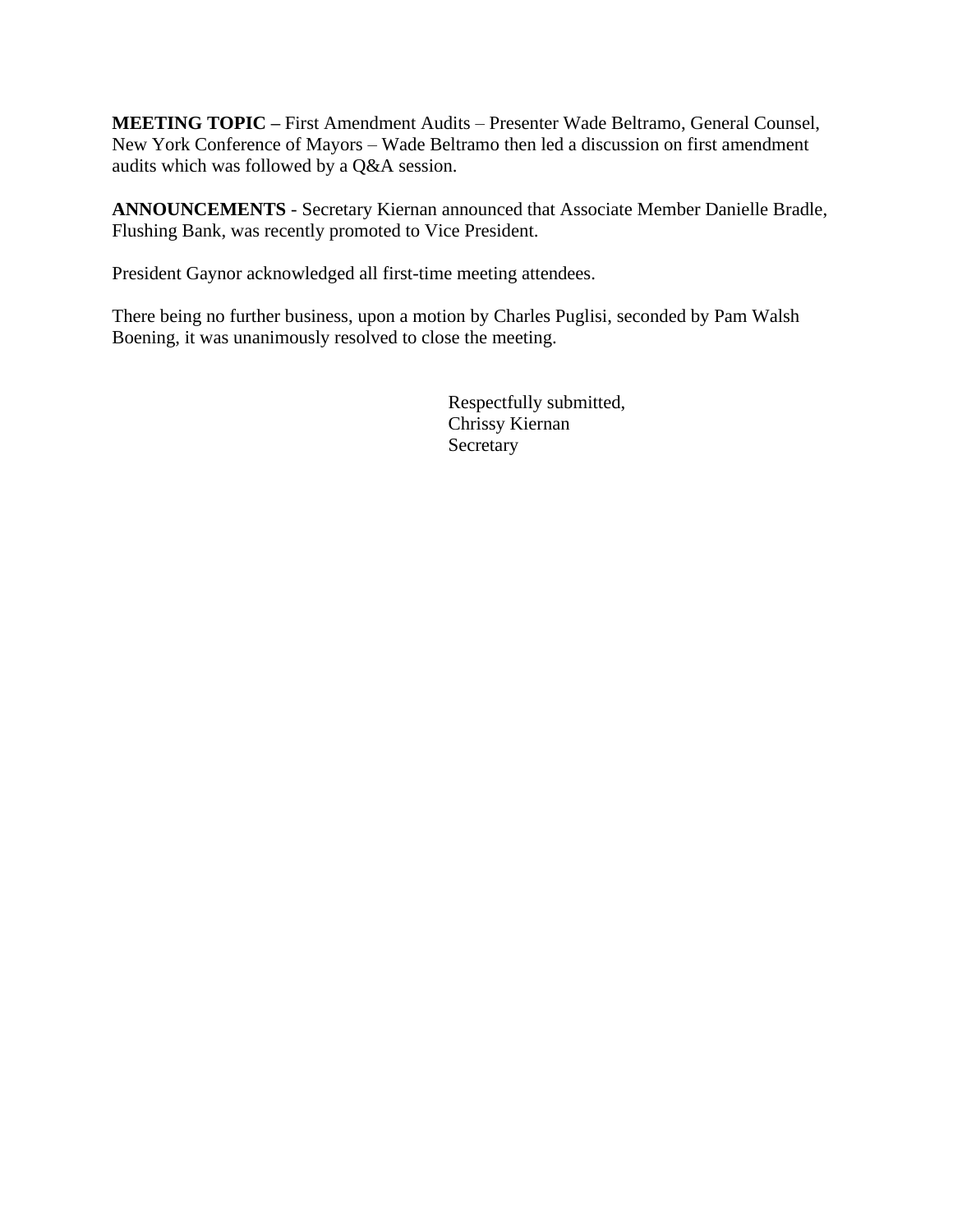**MEETING TOPIC –** First Amendment Audits – Presenter Wade Beltramo, General Counsel, New York Conference of Mayors – Wade Beltramo then led a discussion on first amendment audits which was followed by a Q&A session.

**ANNOUNCEMENTS** - Secretary Kiernan announced that Associate Member Danielle Bradle, Flushing Bank, was recently promoted to Vice President.

President Gaynor acknowledged all first-time meeting attendees.

There being no further business, upon a motion by Charles Puglisi, seconded by Pam Walsh Boening, it was unanimously resolved to close the meeting.

Respectfully submitted,  
Chrissy Kiernan  
Secretary